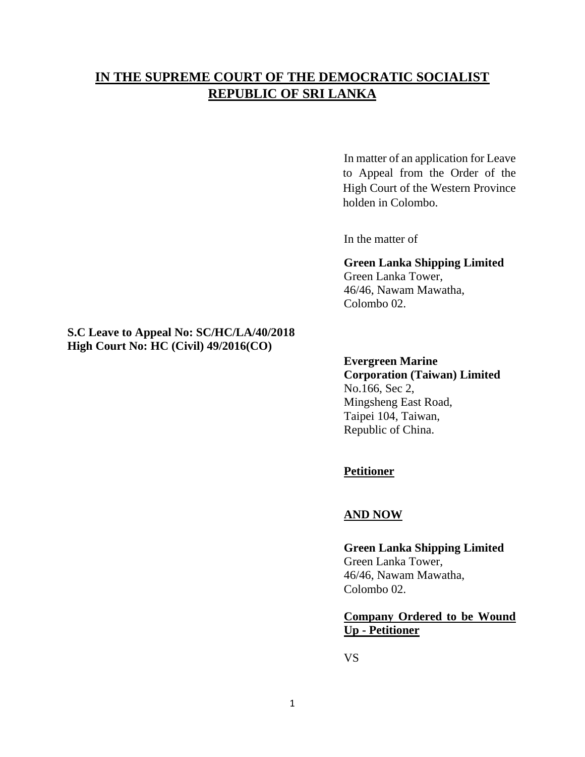# IN THE SUPREME COURT OF THE DEMOCRATIC SOCIALIST REPUBLIC OF SRI LANKA

In matter of an application for Leave to Appeal from the Order of the High Court of the Western Province holden in Colombo.

In the matter of

**Green Lanka Shipping Limited**
Green Lanka Tower,
46/46, Nawam Mawatha,
Colombo 02.

**S.C Leave to Appeal No: SC/HC/LA/40/2018**
**High Court No: HC (Civil) 49/2016(CO)**

**Evergreen Marine Corporation (Taiwan) Limited**
No.166, Sec 2,
Mingsheng East Road,
Taipei 104, Taiwan,
Republic of China.

**Petitioner**

**AND NOW**

**Green Lanka Shipping Limited**
Green Lanka Tower,
46/46, Nawam Mawatha,
Colombo 02.

**Company Ordered to be Wound Up - Petitioner**

VS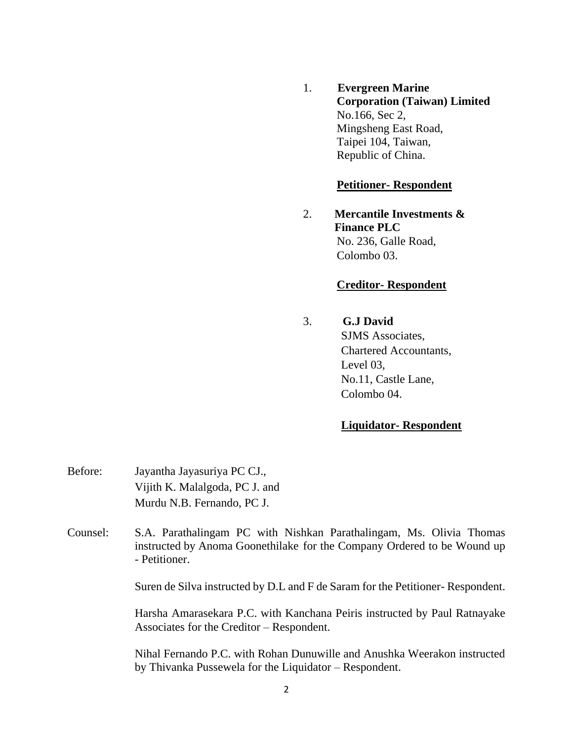1. **Evergreen Marine Corporation (Taiwan) Limited**
   No.166, Sec 2,
   Mingsheng East Road,
   Taipei 104, Taiwan,
   Republic of China.

   **Petitioner- Respondent**

2. **Mercantile Investments & Finance PLC**
   No. 236, Galle Road,
   Colombo 03.

   **Creditor- Respondent**

3. **G.J David**
   SJMS Associates,
   Chartered Accountants,
   Level 03,
   No.11, Castle Lane,
   Colombo 04.

   **Liquidator- Respondent**

Before: Jayantha Jayasuriya PC CJ.,
Vijith K. Malalgoda, PC J. and
Murdu N.B. Fernando, PC J.

Counsel: S.A. Parathalingam PC with Nishkan Parathalingam, Ms. Olivia Thomas instructed by Anoma Goonethilake for the Company Ordered to be Wound up - Petitioner.

Suren de Silva instructed by D.L and F de Saram for the Petitioner- Respondent.

Harsha Amarasekara P.C. with Kanchana Peiris instructed by Paul Ratnayake Associates for the Creditor – Respondent.

Nihal Fernando P.C. with Rohan Dunuwille and Anushka Weerakon instructed by Thivanka Pussewela for the Liquidator – Respondent.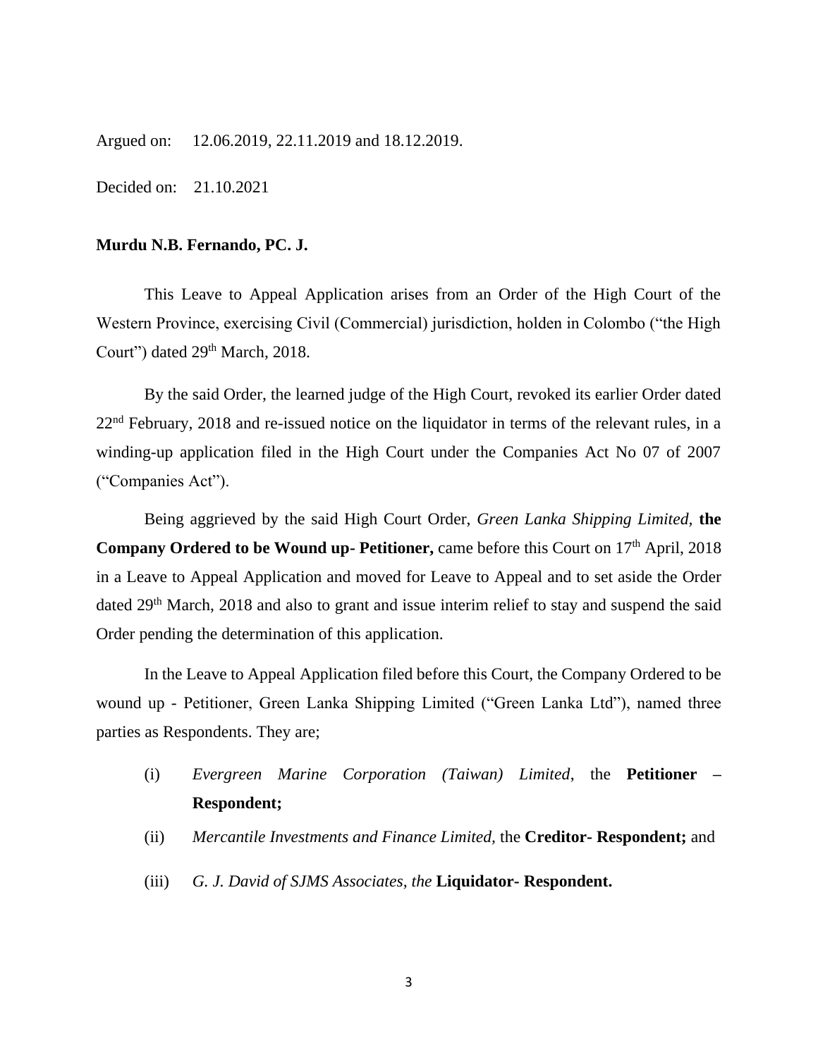Argued on: 12.06.2019, 22.11.2019 and 18.12.2019.

Decided on: 21.10.2021

**Murdu N.B. Fernando, PC. J.**

This Leave to Appeal Application arises from an Order of the High Court of the Western Province, exercising Civil (Commercial) jurisdiction, holden in Colombo ("the High Court") dated 29th March, 2018.

By the said Order, the learned judge of the High Court, revoked its earlier Order dated 22nd February, 2018 and re-issued notice on the liquidator in terms of the relevant rules, in a winding-up application filed in the High Court under the Companies Act No 07 of 2007 ("Companies Act").

Being aggrieved by the said High Court Order, *Green Lanka Shipping Limited,* **the Company Ordered to be Wound up- Petitioner,** came before this Court on 17th April, 2018 in a Leave to Appeal Application and moved for Leave to Appeal and to set aside the Order dated 29th March, 2018 and also to grant and issue interim relief to stay and suspend the said Order pending the determination of this application.

In the Leave to Appeal Application filed before this Court, the Company Ordered to be wound up - Petitioner, Green Lanka Shipping Limited ("Green Lanka Ltd"), named three parties as Respondents. They are;

(i) *Evergreen Marine Corporation (Taiwan) Limited,* the **Petitioner – Respondent;**

(ii) *Mercantile Investments and Finance Limited,* the **Creditor- Respondent;** and

(iii) *G. J. David of SJMS Associates, the* **Liquidator- Respondent.**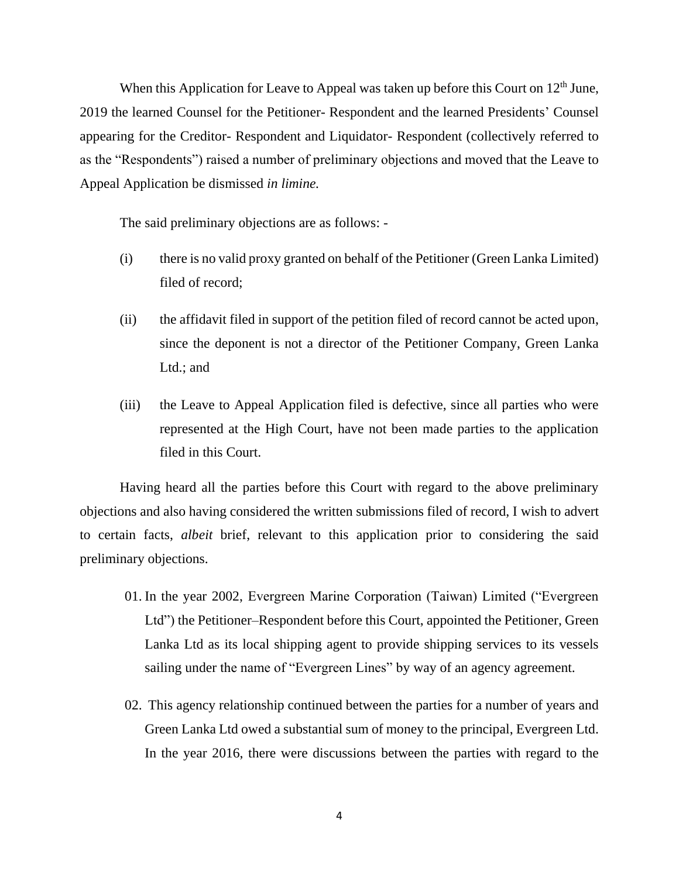When this Application for Leave to Appeal was taken up before this Court on 12th June, 2019 the learned Counsel for the Petitioner- Respondent and the learned Presidents' Counsel appearing for the Creditor- Respondent and Liquidator- Respondent (collectively referred to as the "Respondents") raised a number of preliminary objections and moved that the Leave to Appeal Application be dismissed *in limine.*

The said preliminary objections are as follows: -

(i) there is no valid proxy granted on behalf of the Petitioner (Green Lanka Limited) filed of record;

(ii) the affidavit filed in support of the petition filed of record cannot be acted upon, since the deponent is not a director of the Petitioner Company, Green Lanka Ltd.; and

(iii) the Leave to Appeal Application filed is defective, since all parties who were represented at the High Court, have not been made parties to the application filed in this Court.

Having heard all the parties before this Court with regard to the above preliminary objections and also having considered the written submissions filed of record, I wish to advert to certain facts, *albeit* brief, relevant to this application prior to considering the said preliminary objections.

01. In the year 2002, Evergreen Marine Corporation (Taiwan) Limited ("Evergreen Ltd") the Petitioner–Respondent before this Court, appointed the Petitioner, Green Lanka Ltd as its local shipping agent to provide shipping services to its vessels sailing under the name of "Evergreen Lines" by way of an agency agreement.

02. This agency relationship continued between the parties for a number of years and Green Lanka Ltd owed a substantial sum of money to the principal, Evergreen Ltd. In the year 2016, there were discussions between the parties with regard to the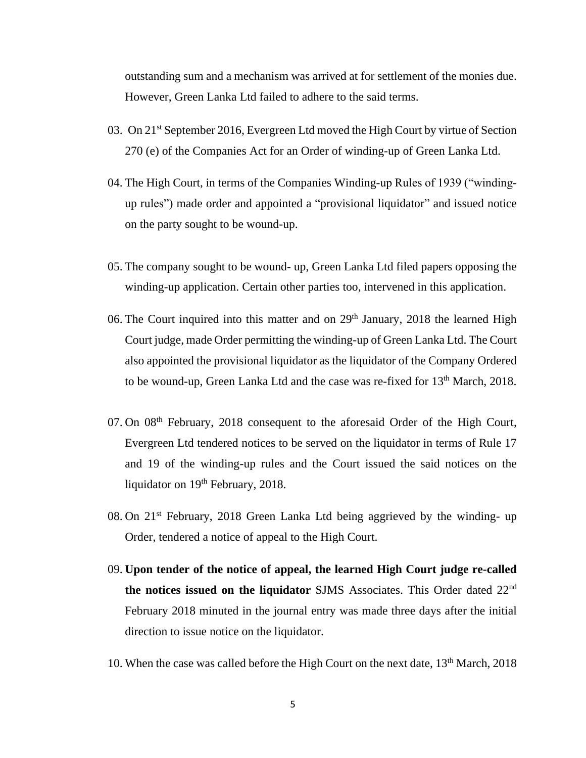outstanding sum and a mechanism was arrived at for settlement of the monies due. However, Green Lanka Ltd failed to adhere to the said terms.

03. On 21st September 2016, Evergreen Ltd moved the High Court by virtue of Section 270 (e) of the Companies Act for an Order of winding-up of Green Lanka Ltd.

04. The High Court, in terms of the Companies Winding-up Rules of 1939 ("winding-up rules") made order and appointed a "provisional liquidator" and issued notice on the party sought to be wound-up.

05. The company sought to be wound- up, Green Lanka Ltd filed papers opposing the winding-up application. Certain other parties too, intervened in this application.

06. The Court inquired into this matter and on 29th January, 2018 the learned High Court judge, made Order permitting the winding-up of Green Lanka Ltd. The Court also appointed the provisional liquidator as the liquidator of the Company Ordered to be wound-up, Green Lanka Ltd and the case was re-fixed for 13th March, 2018.

07. On 08th February, 2018 consequent to the aforesaid Order of the High Court, Evergreen Ltd tendered notices to be served on the liquidator in terms of Rule 17 and 19 of the winding-up rules and the Court issued the said notices on the liquidator on 19th February, 2018.

08. On 21st February, 2018 Green Lanka Ltd being aggrieved by the winding- up Order, tendered a notice of appeal to the High Court.

09. **Upon tender of the notice of appeal, the learned High Court judge re-called the notices issued on the liquidator** SJMS Associates. This Order dated 22nd February 2018 minuted in the journal entry was made three days after the initial direction to issue notice on the liquidator.

10. When the case was called before the High Court on the next date, 13th March, 2018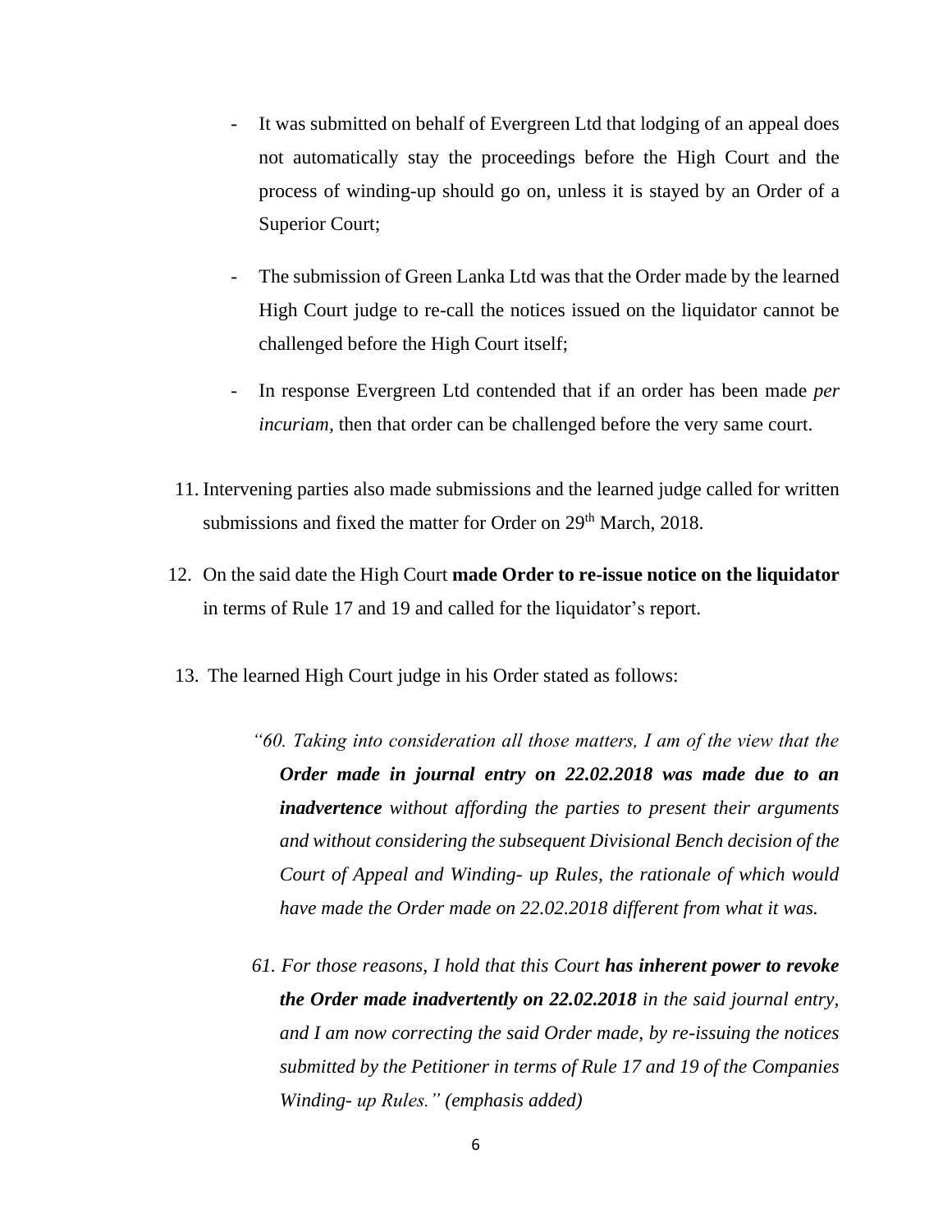- It was submitted on behalf of Evergreen Ltd that lodging of an appeal does not automatically stay the proceedings before the High Court and the process of winding-up should go on, unless it is stayed by an Order of a Superior Court;

- The submission of Green Lanka Ltd was that the Order made by the learned High Court judge to re-call the notices issued on the liquidator cannot be challenged before the High Court itself;

- In response Evergreen Ltd contended that if an order has been made *per incuriam*, then that order can be challenged before the very same court.

11. Intervening parties also made submissions and the learned judge called for written submissions and fixed the matter for Order on 29th March, 2018.

12. On the said date the High Court **made Order to re-issue notice on the liquidator** in terms of Rule 17 and 19 and called for the liquidator's report.

13. The learned High Court judge in his Order stated as follows:

> *"60. Taking into consideration all those matters, I am of the view that the* ***Order made in journal entry on 22.02.2018 was made due to an inadvertence*** *without affording the parties to present their arguments and without considering the subsequent Divisional Bench decision of the Court of Appeal and Winding- up Rules, the rationale of which would have made the Order made on 22.02.2018 different from what it was.*
>
> *61. For those reasons, I hold that this Court* ***has inherent power to revoke the Order made inadvertently on 22.02.2018*** *in the said journal entry, and I am now correcting the said Order made, by re-issuing the notices submitted by the Petitioner in terms of Rule 17 and 19 of the Companies Winding- up Rules." (emphasis added)*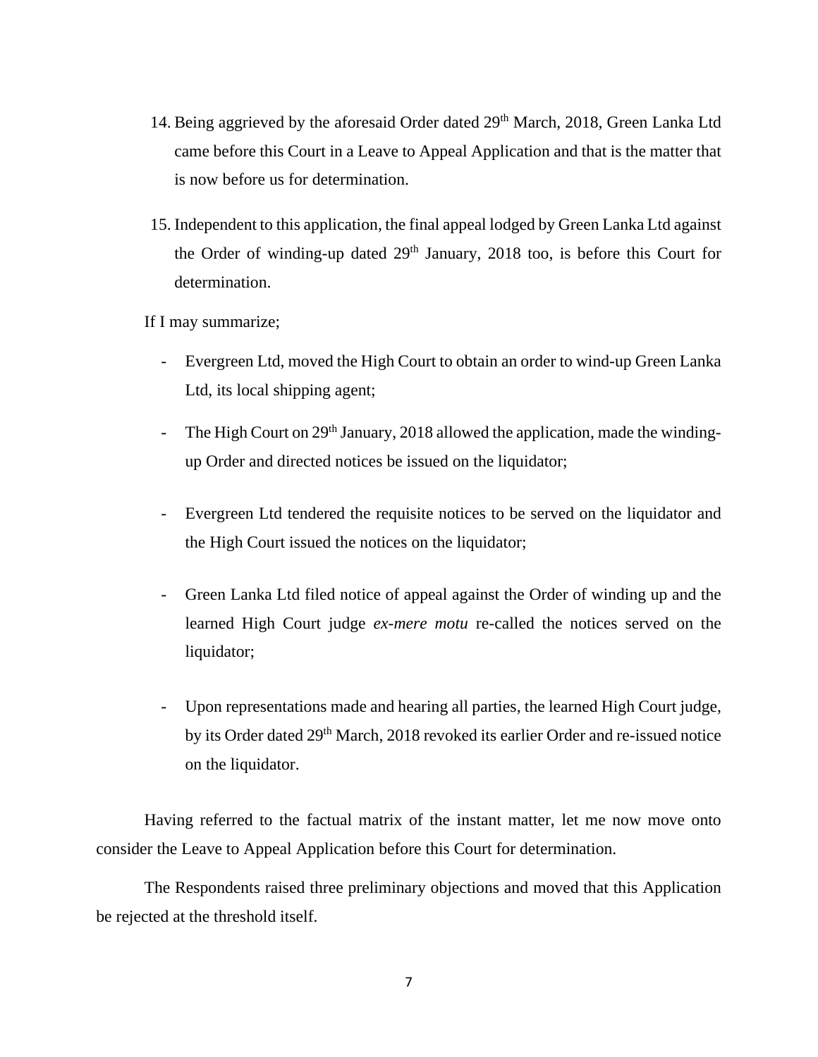14. Being aggrieved by the aforesaid Order dated 29th March, 2018, Green Lanka Ltd came before this Court in a Leave to Appeal Application and that is the matter that is now before us for determination.

15. Independent to this application, the final appeal lodged by Green Lanka Ltd against the Order of winding-up dated 29th January, 2018 too, is before this Court for determination.

If I may summarize;

- Evergreen Ltd, moved the High Court to obtain an order to wind-up Green Lanka Ltd, its local shipping agent;

- The High Court on 29th January, 2018 allowed the application, made the winding-up Order and directed notices be issued on the liquidator;

- Evergreen Ltd tendered the requisite notices to be served on the liquidator and the High Court issued the notices on the liquidator;

- Green Lanka Ltd filed notice of appeal against the Order of winding up and the learned High Court judge *ex-mere motu* re-called the notices served on the liquidator;

- Upon representations made and hearing all parties, the learned High Court judge, by its Order dated 29th March, 2018 revoked its earlier Order and re-issued notice on the liquidator.

Having referred to the factual matrix of the instant matter, let me now move onto consider the Leave to Appeal Application before this Court for determination.

The Respondents raised three preliminary objections and moved that this Application be rejected at the threshold itself.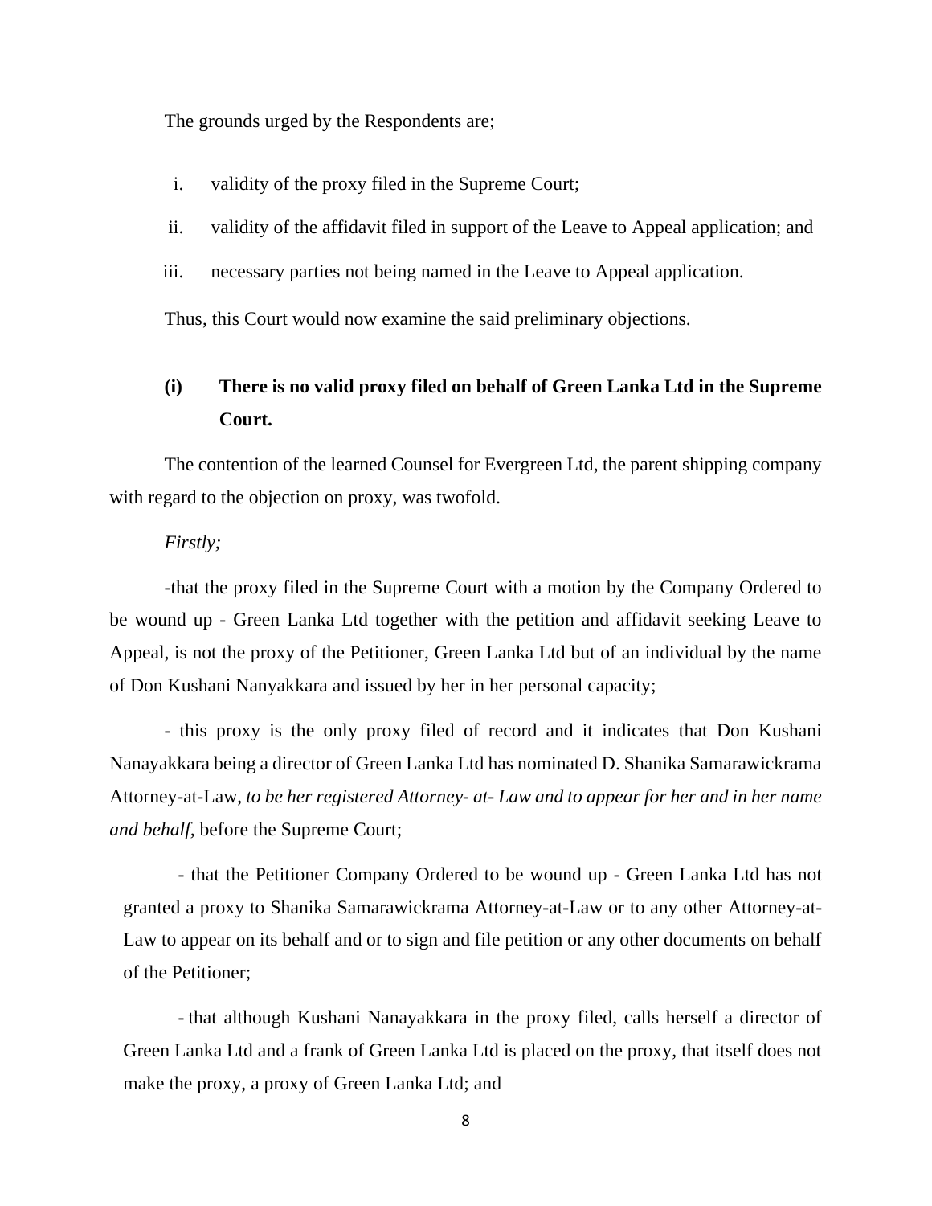The grounds urged by the Respondents are;

i. validity of the proxy filed in the Supreme Court;

ii. validity of the affidavit filed in support of the Leave to Appeal application; and

iii. necessary parties not being named in the Leave to Appeal application.

Thus, this Court would now examine the said preliminary objections.

**(i) There is no valid proxy filed on behalf of Green Lanka Ltd in the Supreme Court.**

The contention of the learned Counsel for Evergreen Ltd, the parent shipping company with regard to the objection on proxy, was twofold.

*Firstly;*

-that the proxy filed in the Supreme Court with a motion by the Company Ordered to be wound up - Green Lanka Ltd together with the petition and affidavit seeking Leave to Appeal, is not the proxy of the Petitioner, Green Lanka Ltd but of an individual by the name of Don Kushani Nanyakkara and issued by her in her personal capacity;

- this proxy is the only proxy filed of record and it indicates that Don Kushani Nanayakkara being a director of Green Lanka Ltd has nominated D. Shanika Samarawickrama Attorney-at-Law, *to be her registered Attorney- at- Law and to appear for her and in her name and behalf,* before the Supreme Court;

- that the Petitioner Company Ordered to be wound up - Green Lanka Ltd has not granted a proxy to Shanika Samarawickrama Attorney-at-Law or to any other Attorney-at-Law to appear on its behalf and or to sign and file petition or any other documents on behalf of the Petitioner;

- that although Kushani Nanayakkara in the proxy filed, calls herself a director of Green Lanka Ltd and a frank of Green Lanka Ltd is placed on the proxy, that itself does not make the proxy, a proxy of Green Lanka Ltd; and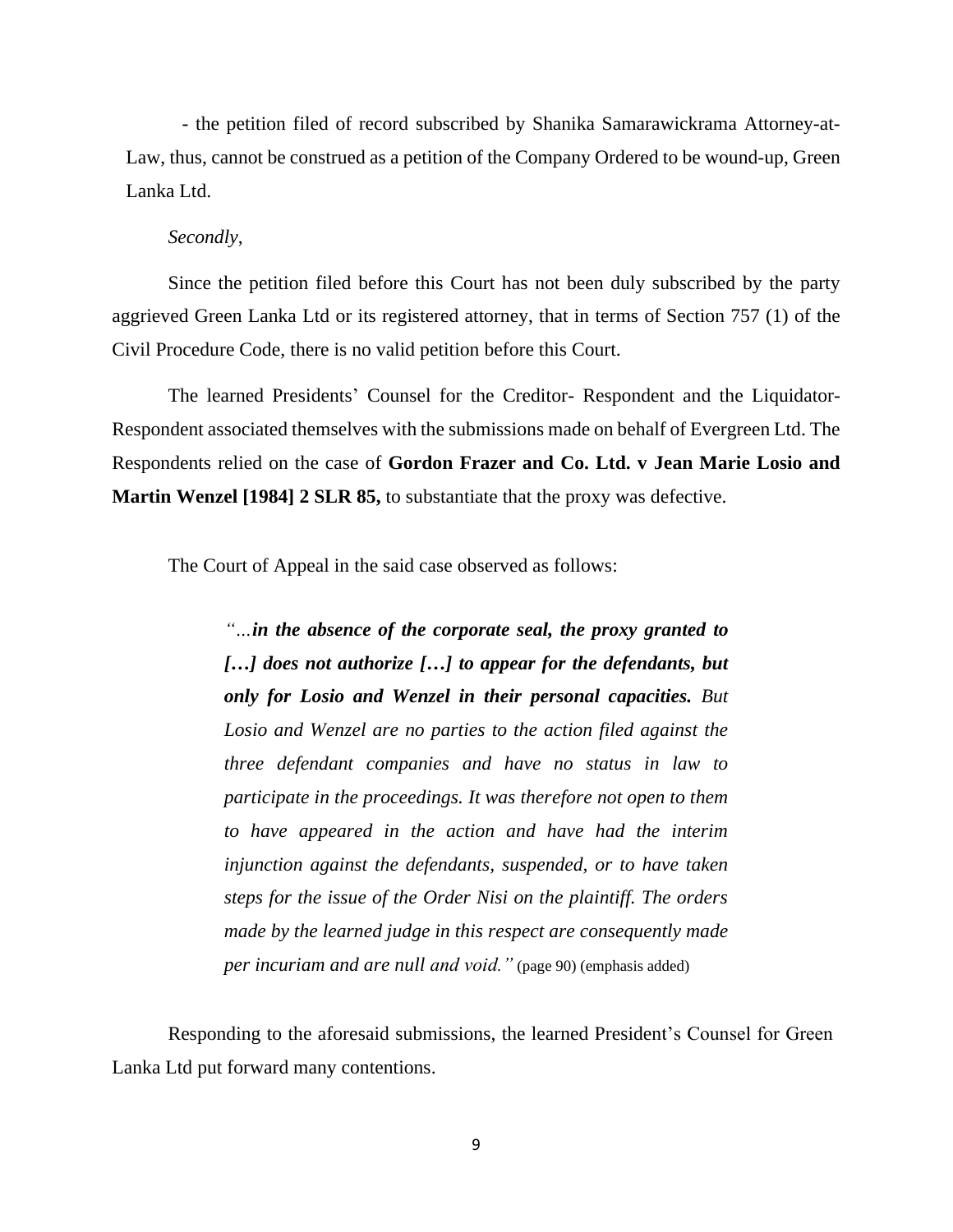- the petition filed of record subscribed by Shanika Samarawickrama Attorney-at-Law, thus, cannot be construed as a petition of the Company Ordered to be wound-up, Green Lanka Ltd.

*Secondly*,

Since the petition filed before this Court has not been duly subscribed by the party aggrieved Green Lanka Ltd or its registered attorney, that in terms of Section 757 (1) of the Civil Procedure Code, there is no valid petition before this Court.

The learned Presidents' Counsel for the Creditor- Respondent and the Liquidator-Respondent associated themselves with the submissions made on behalf of Evergreen Ltd. The Respondents relied on the case of **Gordon Frazer and Co. Ltd. v Jean Marie Losio and Martin Wenzel [1984] 2 SLR 85,** to substantiate that the proxy was defective.

The Court of Appeal in the said case observed as follows:

> *"…**in the absence of the corporate seal, the proxy granted to […] does not authorize […] to appear for the defendants, but only for Losio and Wenzel in their personal capacities.** But Losio and Wenzel are no parties to the action filed against the three defendant companies and have no status in law to participate in the proceedings. It was therefore not open to them to have appeared in the action and have had the interim injunction against the defendants, suspended, or to have taken steps for the issue of the Order Nisi on the plaintiff. The orders made by the learned judge in this respect are consequently made per incuriam and are null and void."* (page 90) (emphasis added)

Responding to the aforesaid submissions, the learned President's Counsel for Green Lanka Ltd put forward many contentions.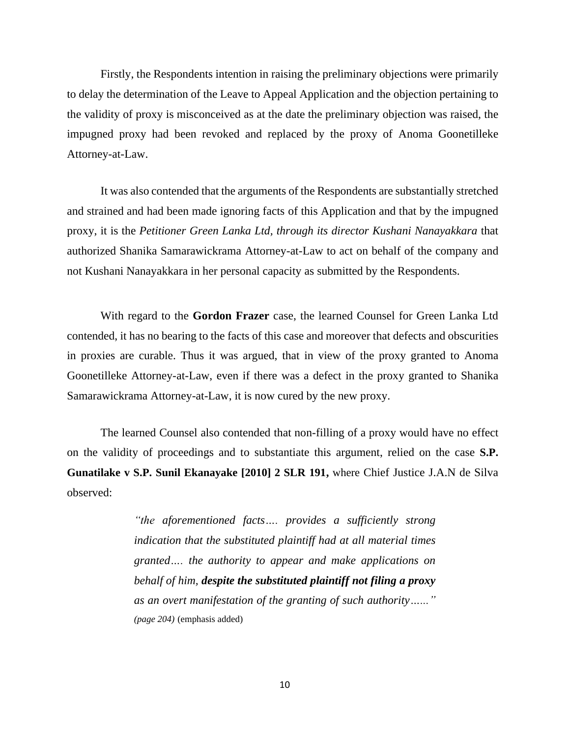Firstly, the Respondents intention in raising the preliminary objections were primarily to delay the determination of the Leave to Appeal Application and the objection pertaining to the validity of proxy is misconceived as at the date the preliminary objection was raised, the impugned proxy had been revoked and replaced by the proxy of Anoma Goonetilleke Attorney-at-Law.

It was also contended that the arguments of the Respondents are substantially stretched and strained and had been made ignoring facts of this Application and that by the impugned proxy, it is the *Petitioner Green Lanka Ltd, through its director Kushani Nanayakkara* that authorized Shanika Samarawickrama Attorney-at-Law to act on behalf of the company and not Kushani Nanayakkara in her personal capacity as submitted by the Respondents.

With regard to the **Gordon Frazer** case, the learned Counsel for Green Lanka Ltd contended, it has no bearing to the facts of this case and moreover that defects and obscurities in proxies are curable. Thus it was argued, that in view of the proxy granted to Anoma Goonetilleke Attorney-at-Law, even if there was a defect in the proxy granted to Shanika Samarawickrama Attorney-at-Law, it is now cured by the new proxy.

The learned Counsel also contended that non-filling of a proxy would have no effect on the validity of proceedings and to substantiate this argument, relied on the case **S.P. Gunatilake v S.P. Sunil Ekanayake [2010] 2 SLR 191,** where Chief Justice J.A.N de Silva observed:

> *"the aforementioned facts…. provides a sufficiently strong indication that the substituted plaintiff had at all material times granted…. the authority to appear and make applications on behalf of him,* ***despite the substituted plaintiff not filing a proxy*** *as an overt manifestation of the granting of such authority……" (page 204)* (emphasis added)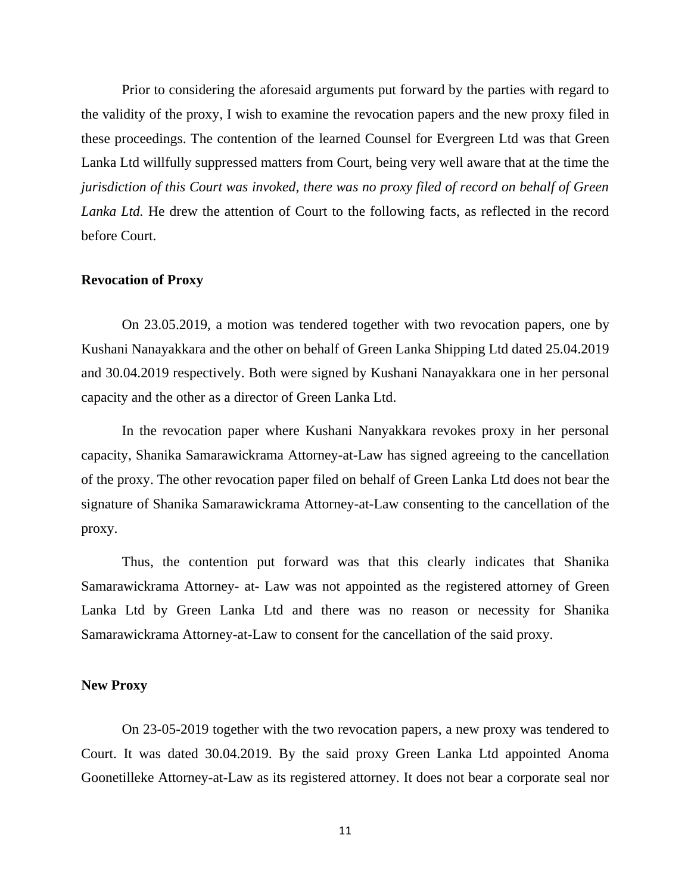Prior to considering the aforesaid arguments put forward by the parties with regard to the validity of the proxy, I wish to examine the revocation papers and the new proxy filed in these proceedings. The contention of the learned Counsel for Evergreen Ltd was that Green Lanka Ltd willfully suppressed matters from Court, being very well aware that at the time the *jurisdiction of this Court was invoked, there was no proxy filed of record on behalf of Green Lanka Ltd.* He drew the attention of Court to the following facts, as reflected in the record before Court.

**Revocation of Proxy**

On 23.05.2019, a motion was tendered together with two revocation papers, one by Kushani Nanayakkara and the other on behalf of Green Lanka Shipping Ltd dated 25.04.2019 and 30.04.2019 respectively. Both were signed by Kushani Nanayakkara one in her personal capacity and the other as a director of Green Lanka Ltd.

In the revocation paper where Kushani Nanyakkara revokes proxy in her personal capacity, Shanika Samarawickrama Attorney-at-Law has signed agreeing to the cancellation of the proxy. The other revocation paper filed on behalf of Green Lanka Ltd does not bear the signature of Shanika Samarawickrama Attorney-at-Law consenting to the cancellation of the proxy.

Thus, the contention put forward was that this clearly indicates that Shanika Samarawickrama Attorney- at- Law was not appointed as the registered attorney of Green Lanka Ltd by Green Lanka Ltd and there was no reason or necessity for Shanika Samarawickrama Attorney-at-Law to consent for the cancellation of the said proxy.

**New Proxy**

On 23-05-2019 together with the two revocation papers, a new proxy was tendered to Court. It was dated 30.04.2019. By the said proxy Green Lanka Ltd appointed Anoma Goonetilleke Attorney-at-Law as its registered attorney. It does not bear a corporate seal nor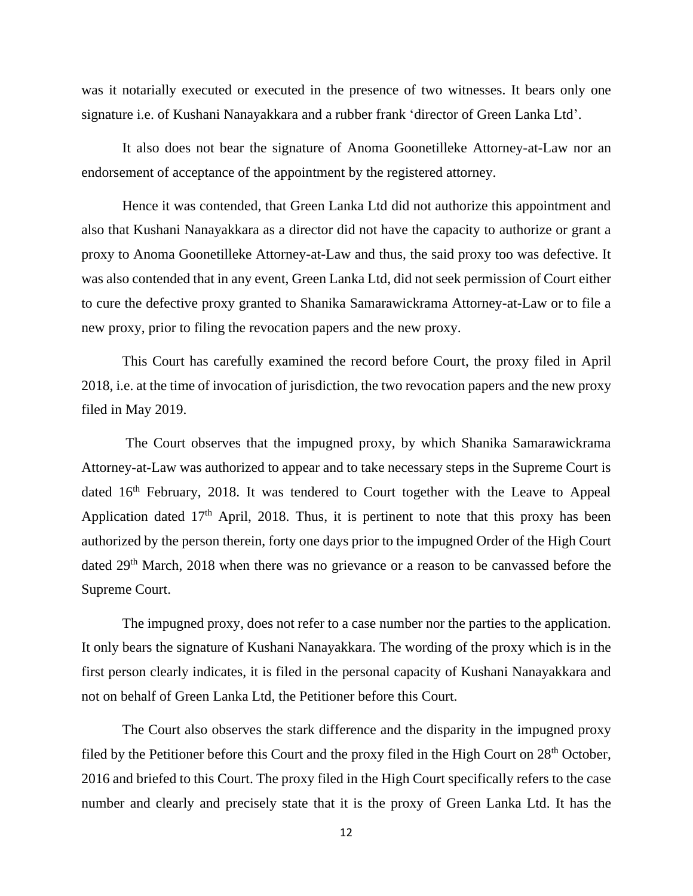was it notarially executed or executed in the presence of two witnesses. It bears only one signature i.e. of Kushani Nanayakkara and a rubber frank 'director of Green Lanka Ltd'.

It also does not bear the signature of Anoma Goonetilleke Attorney-at-Law nor an endorsement of acceptance of the appointment by the registered attorney.

Hence it was contended, that Green Lanka Ltd did not authorize this appointment and also that Kushani Nanayakkara as a director did not have the capacity to authorize or grant a proxy to Anoma Goonetilleke Attorney-at-Law and thus, the said proxy too was defective. It was also contended that in any event, Green Lanka Ltd, did not seek permission of Court either to cure the defective proxy granted to Shanika Samarawickrama Attorney-at-Law or to file a new proxy, prior to filing the revocation papers and the new proxy.

This Court has carefully examined the record before Court, the proxy filed in April 2018, i.e. at the time of invocation of jurisdiction, the two revocation papers and the new proxy filed in May 2019.

The Court observes that the impugned proxy, by which Shanika Samarawickrama Attorney-at-Law was authorized to appear and to take necessary steps in the Supreme Court is dated 16th February, 2018. It was tendered to Court together with the Leave to Appeal Application dated 17th April, 2018. Thus, it is pertinent to note that this proxy has been authorized by the person therein, forty one days prior to the impugned Order of the High Court dated 29th March, 2018 when there was no grievance or a reason to be canvassed before the Supreme Court.

The impugned proxy, does not refer to a case number nor the parties to the application. It only bears the signature of Kushani Nanayakkara. The wording of the proxy which is in the first person clearly indicates, it is filed in the personal capacity of Kushani Nanayakkara and not on behalf of Green Lanka Ltd, the Petitioner before this Court.

The Court also observes the stark difference and the disparity in the impugned proxy filed by the Petitioner before this Court and the proxy filed in the High Court on 28th October, 2016 and briefed to this Court. The proxy filed in the High Court specifically refers to the case number and clearly and precisely state that it is the proxy of Green Lanka Ltd. It has the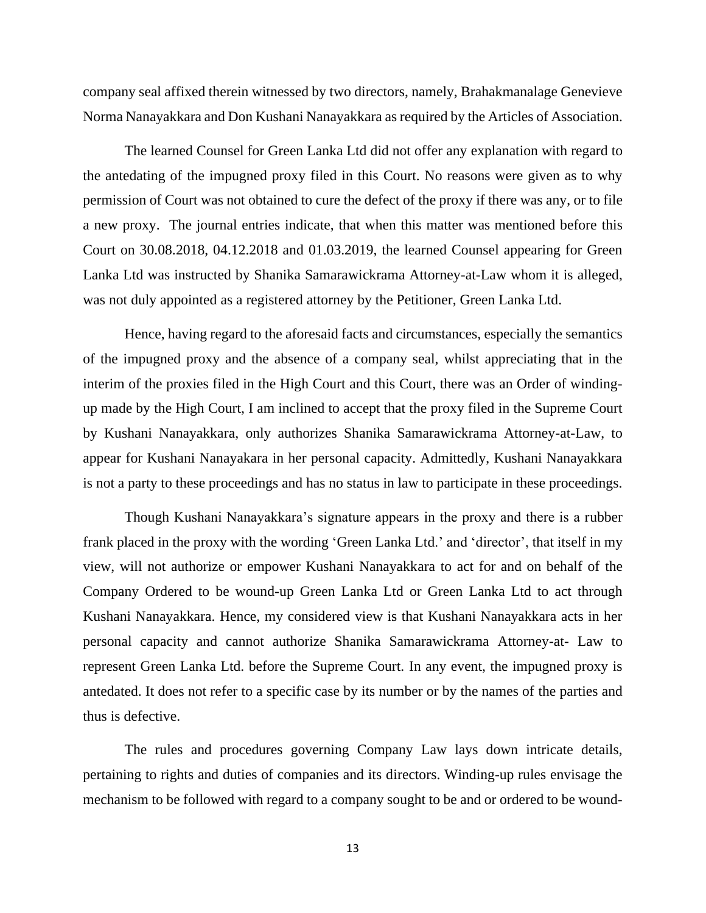company seal affixed therein witnessed by two directors, namely, Brahakmanalage Genevieve Norma Nanayakkara and Don Kushani Nanayakkara as required by the Articles of Association.

The learned Counsel for Green Lanka Ltd did not offer any explanation with regard to the antedating of the impugned proxy filed in this Court. No reasons were given as to why permission of Court was not obtained to cure the defect of the proxy if there was any, or to file a new proxy. The journal entries indicate, that when this matter was mentioned before this Court on 30.08.2018, 04.12.2018 and 01.03.2019, the learned Counsel appearing for Green Lanka Ltd was instructed by Shanika Samarawickrama Attorney-at-Law whom it is alleged, was not duly appointed as a registered attorney by the Petitioner, Green Lanka Ltd.

Hence, having regard to the aforesaid facts and circumstances, especially the semantics of the impugned proxy and the absence of a company seal, whilst appreciating that in the interim of the proxies filed in the High Court and this Court, there was an Order of winding-up made by the High Court, I am inclined to accept that the proxy filed in the Supreme Court by Kushani Nanayakkara, only authorizes Shanika Samarawickrama Attorney-at-Law, to appear for Kushani Nanayakara in her personal capacity. Admittedly, Kushani Nanayakkara is not a party to these proceedings and has no status in law to participate in these proceedings.

Though Kushani Nanayakkara's signature appears in the proxy and there is a rubber frank placed in the proxy with the wording 'Green Lanka Ltd.' and 'director', that itself in my view, will not authorize or empower Kushani Nanayakkara to act for and on behalf of the Company Ordered to be wound-up Green Lanka Ltd or Green Lanka Ltd to act through Kushani Nanayakkara. Hence, my considered view is that Kushani Nanayakkara acts in her personal capacity and cannot authorize Shanika Samarawickrama Attorney-at- Law to represent Green Lanka Ltd. before the Supreme Court. In any event, the impugned proxy is antedated. It does not refer to a specific case by its number or by the names of the parties and thus is defective.

The rules and procedures governing Company Law lays down intricate details, pertaining to rights and duties of companies and its directors. Winding-up rules envisage the mechanism to be followed with regard to a company sought to be and or ordered to be wound-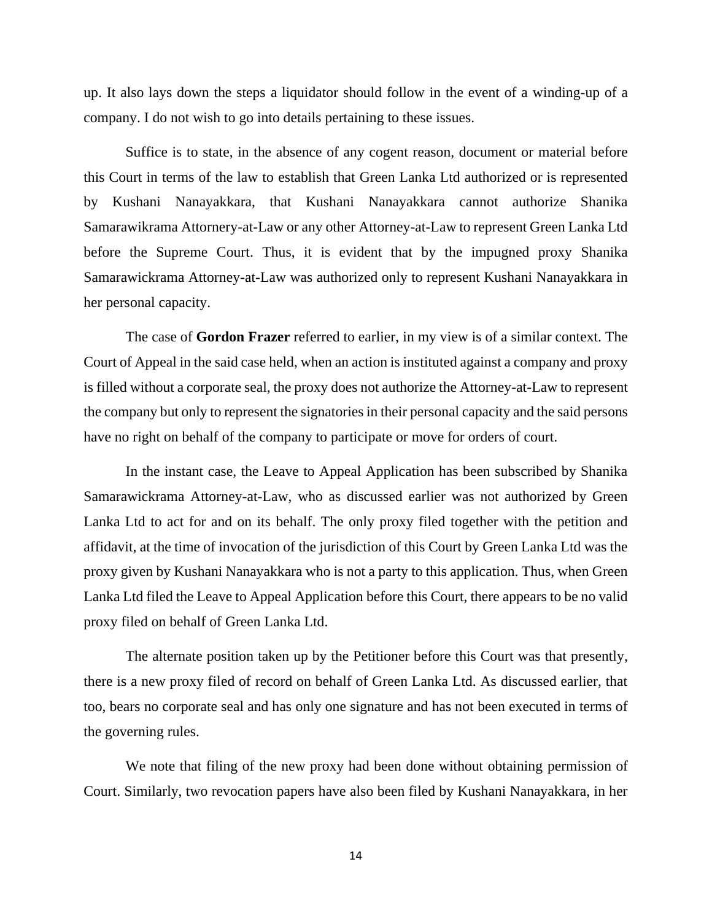up. It also lays down the steps a liquidator should follow in the event of a winding-up of a company. I do not wish to go into details pertaining to these issues.

Suffice is to state, in the absence of any cogent reason, document or material before this Court in terms of the law to establish that Green Lanka Ltd authorized or is represented by Kushani Nanayakkara, that Kushani Nanayakkara cannot authorize Shanika Samarawikrama Attornery-at-Law or any other Attorney-at-Law to represent Green Lanka Ltd before the Supreme Court. Thus, it is evident that by the impugned proxy Shanika Samarawickrama Attorney-at-Law was authorized only to represent Kushani Nanayakkara in her personal capacity.

The case of **Gordon Frazer** referred to earlier, in my view is of a similar context. The Court of Appeal in the said case held, when an action is instituted against a company and proxy is filled without a corporate seal, the proxy does not authorize the Attorney-at-Law to represent the company but only to represent the signatories in their personal capacity and the said persons have no right on behalf of the company to participate or move for orders of court.

In the instant case, the Leave to Appeal Application has been subscribed by Shanika Samarawickrama Attorney-at-Law, who as discussed earlier was not authorized by Green Lanka Ltd to act for and on its behalf. The only proxy filed together with the petition and affidavit, at the time of invocation of the jurisdiction of this Court by Green Lanka Ltd was the proxy given by Kushani Nanayakkara who is not a party to this application. Thus, when Green Lanka Ltd filed the Leave to Appeal Application before this Court, there appears to be no valid proxy filed on behalf of Green Lanka Ltd.

The alternate position taken up by the Petitioner before this Court was that presently, there is a new proxy filed of record on behalf of Green Lanka Ltd. As discussed earlier, that too, bears no corporate seal and has only one signature and has not been executed in terms of the governing rules.

We note that filing of the new proxy had been done without obtaining permission of Court. Similarly, two revocation papers have also been filed by Kushani Nanayakkara, in her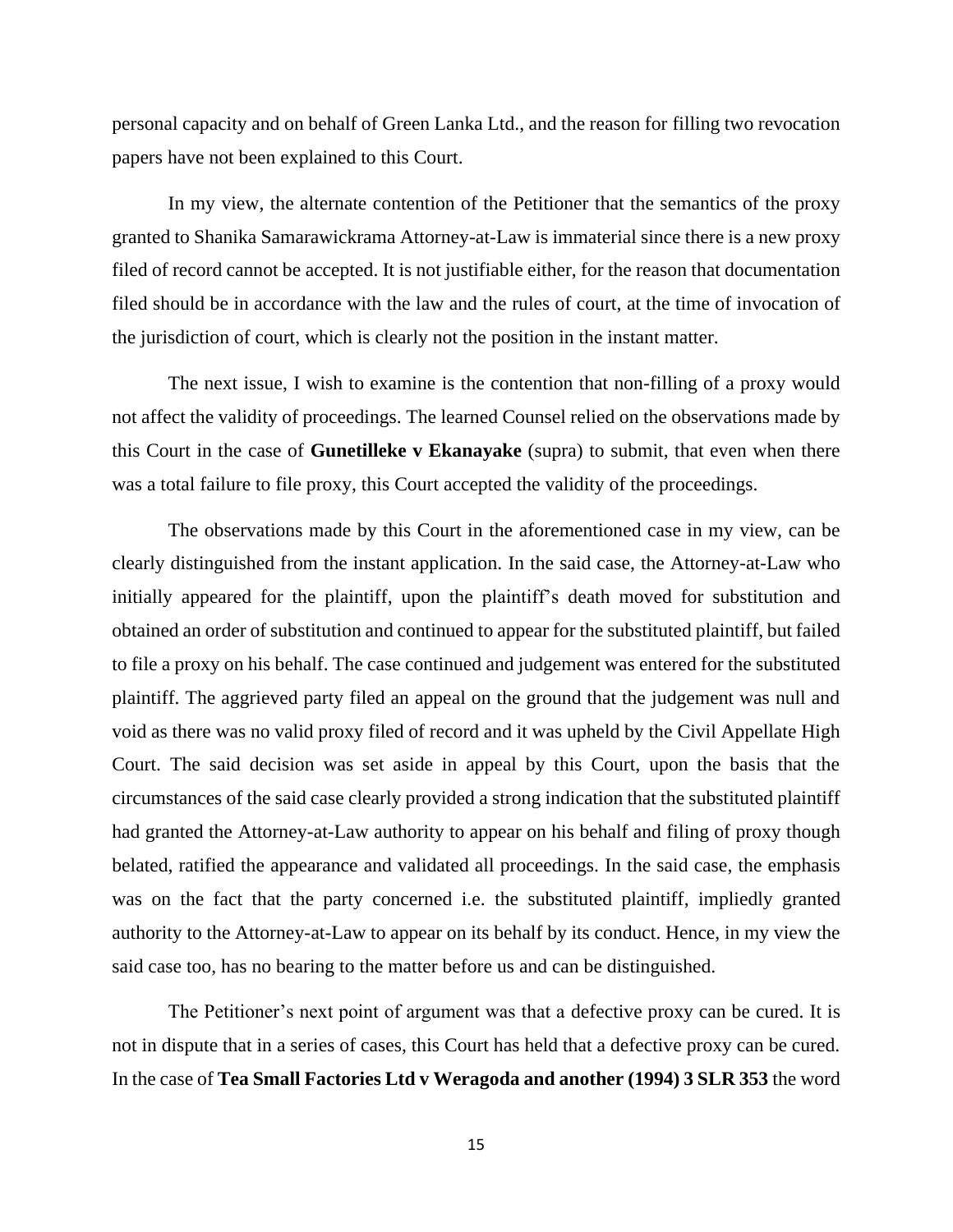personal capacity and on behalf of Green Lanka Ltd., and the reason for filling two revocation papers have not been explained to this Court.

In my view, the alternate contention of the Petitioner that the semantics of the proxy granted to Shanika Samarawickrama Attorney-at-Law is immaterial since there is a new proxy filed of record cannot be accepted. It is not justifiable either, for the reason that documentation filed should be in accordance with the law and the rules of court, at the time of invocation of the jurisdiction of court, which is clearly not the position in the instant matter.

The next issue, I wish to examine is the contention that non-filling of a proxy would not affect the validity of proceedings. The learned Counsel relied on the observations made by this Court in the case of **Gunetilleke v Ekanayake** (supra) to submit, that even when there was a total failure to file proxy, this Court accepted the validity of the proceedings.

The observations made by this Court in the aforementioned case in my view, can be clearly distinguished from the instant application. In the said case, the Attorney-at-Law who initially appeared for the plaintiff, upon the plaintiff's death moved for substitution and obtained an order of substitution and continued to appear for the substituted plaintiff, but failed to file a proxy on his behalf. The case continued and judgement was entered for the substituted plaintiff. The aggrieved party filed an appeal on the ground that the judgement was null and void as there was no valid proxy filed of record and it was upheld by the Civil Appellate High Court. The said decision was set aside in appeal by this Court, upon the basis that the circumstances of the said case clearly provided a strong indication that the substituted plaintiff had granted the Attorney-at-Law authority to appear on his behalf and filing of proxy though belated, ratified the appearance and validated all proceedings. In the said case, the emphasis was on the fact that the party concerned i.e. the substituted plaintiff, impliedly granted authority to the Attorney-at-Law to appear on its behalf by its conduct. Hence, in my view the said case too, has no bearing to the matter before us and can be distinguished.

The Petitioner's next point of argument was that a defective proxy can be cured. It is not in dispute that in a series of cases, this Court has held that a defective proxy can be cured. In the case of **Tea Small Factories Ltd v Weragoda and another (1994) 3 SLR 353** the word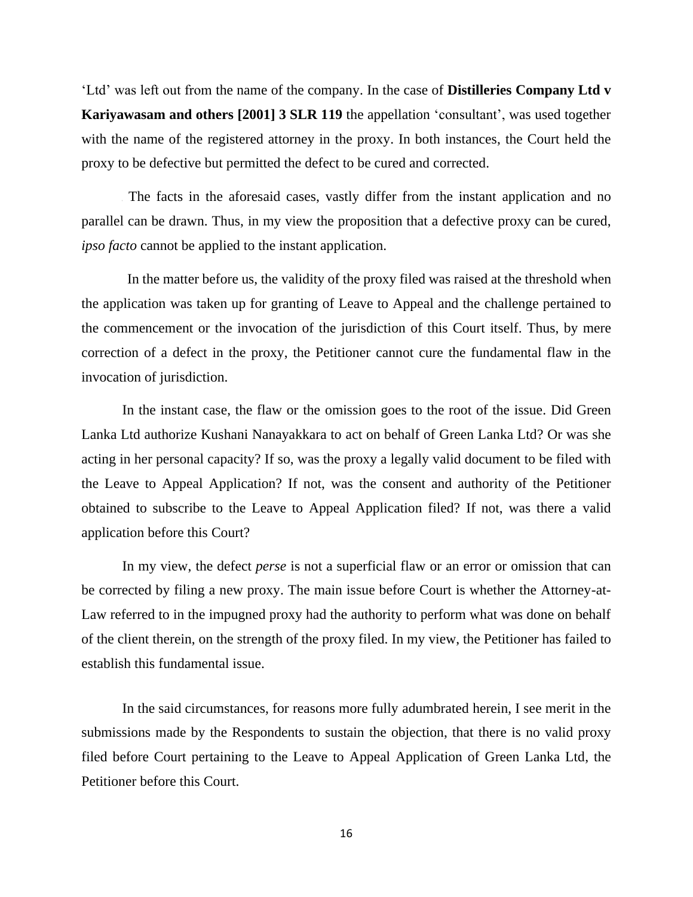'Ltd' was left out from the name of the company. In the case of **Distilleries Company Ltd v Kariyawasam and others [2001] 3 SLR 119** the appellation 'consultant', was used together with the name of the registered attorney in the proxy. In both instances, the Court held the proxy to be defective but permitted the defect to be cured and corrected.

The facts in the aforesaid cases, vastly differ from the instant application and no parallel can be drawn. Thus, in my view the proposition that a defective proxy can be cured, *ipso facto* cannot be applied to the instant application.

In the matter before us, the validity of the proxy filed was raised at the threshold when the application was taken up for granting of Leave to Appeal and the challenge pertained to the commencement or the invocation of the jurisdiction of this Court itself. Thus, by mere correction of a defect in the proxy, the Petitioner cannot cure the fundamental flaw in the invocation of jurisdiction.

In the instant case, the flaw or the omission goes to the root of the issue. Did Green Lanka Ltd authorize Kushani Nanayakkara to act on behalf of Green Lanka Ltd? Or was she acting in her personal capacity? If so, was the proxy a legally valid document to be filed with the Leave to Appeal Application? If not, was the consent and authority of the Petitioner obtained to subscribe to the Leave to Appeal Application filed? If not, was there a valid application before this Court?

In my view, the defect *perse* is not a superficial flaw or an error or omission that can be corrected by filing a new proxy. The main issue before Court is whether the Attorney-at-Law referred to in the impugned proxy had the authority to perform what was done on behalf of the client therein, on the strength of the proxy filed. In my view, the Petitioner has failed to establish this fundamental issue.

In the said circumstances, for reasons more fully adumbrated herein, I see merit in the submissions made by the Respondents to sustain the objection, that there is no valid proxy filed before Court pertaining to the Leave to Appeal Application of Green Lanka Ltd, the Petitioner before this Court.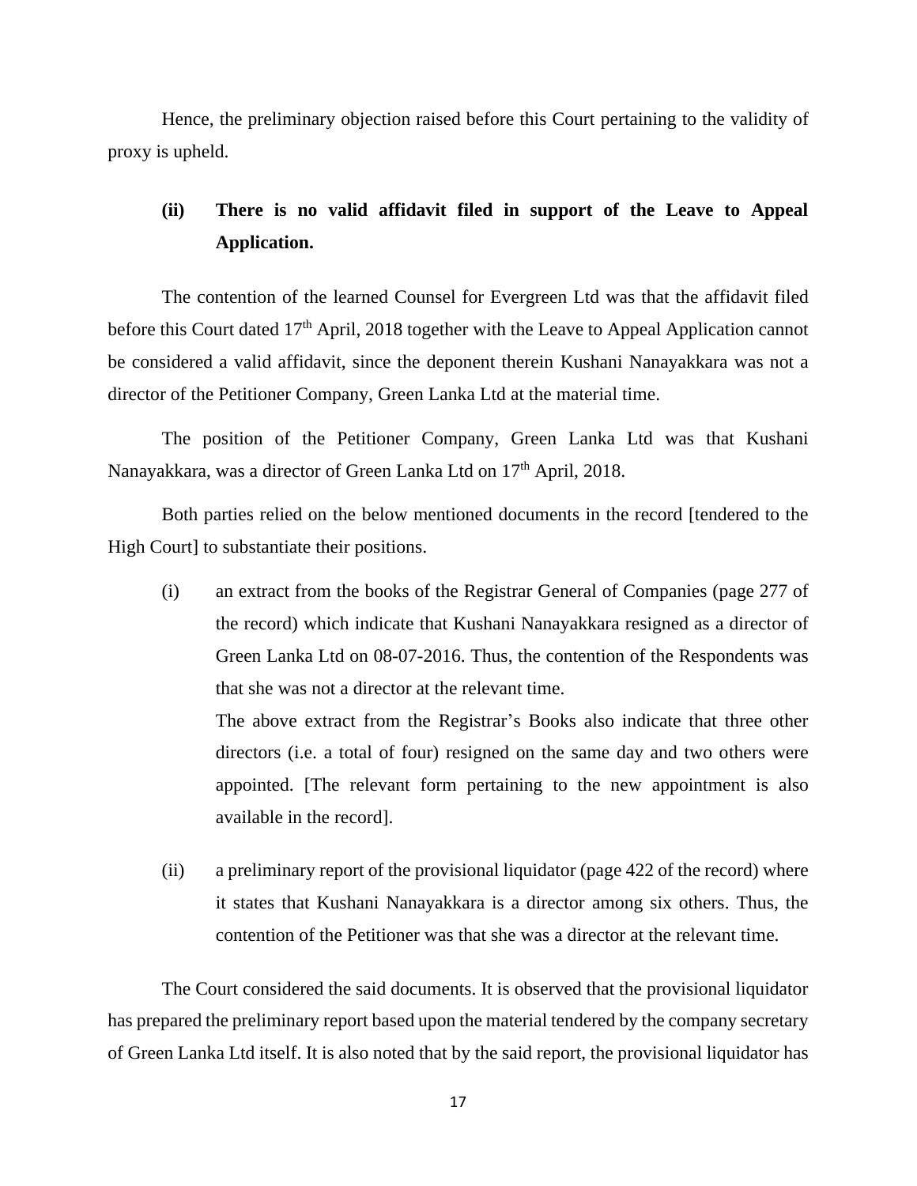Hence, the preliminary objection raised before this Court pertaining to the validity of proxy is upheld.

**(ii) There is no valid affidavit filed in support of the Leave to Appeal Application.**

The contention of the learned Counsel for Evergreen Ltd was that the affidavit filed before this Court dated 17th April, 2018 together with the Leave to Appeal Application cannot be considered a valid affidavit, since the deponent therein Kushani Nanayakkara was not a director of the Petitioner Company, Green Lanka Ltd at the material time.

The position of the Petitioner Company, Green Lanka Ltd was that Kushani Nanayakkara, was a director of Green Lanka Ltd on 17th April, 2018.

Both parties relied on the below mentioned documents in the record [tendered to the High Court] to substantiate their positions.

(i) an extract from the books of the Registrar General of Companies (page 277 of the record) which indicate that Kushani Nanayakkara resigned as a director of Green Lanka Ltd on 08-07-2016. Thus, the contention of the Respondents was that she was not a director at the relevant time.

The above extract from the Registrar's Books also indicate that three other directors (i.e. a total of four) resigned on the same day and two others were appointed. [The relevant form pertaining to the new appointment is also available in the record].

(ii) a preliminary report of the provisional liquidator (page 422 of the record) where it states that Kushani Nanayakkara is a director among six others. Thus, the contention of the Petitioner was that she was a director at the relevant time.

The Court considered the said documents. It is observed that the provisional liquidator has prepared the preliminary report based upon the material tendered by the company secretary of Green Lanka Ltd itself. It is also noted that by the said report, the provisional liquidator has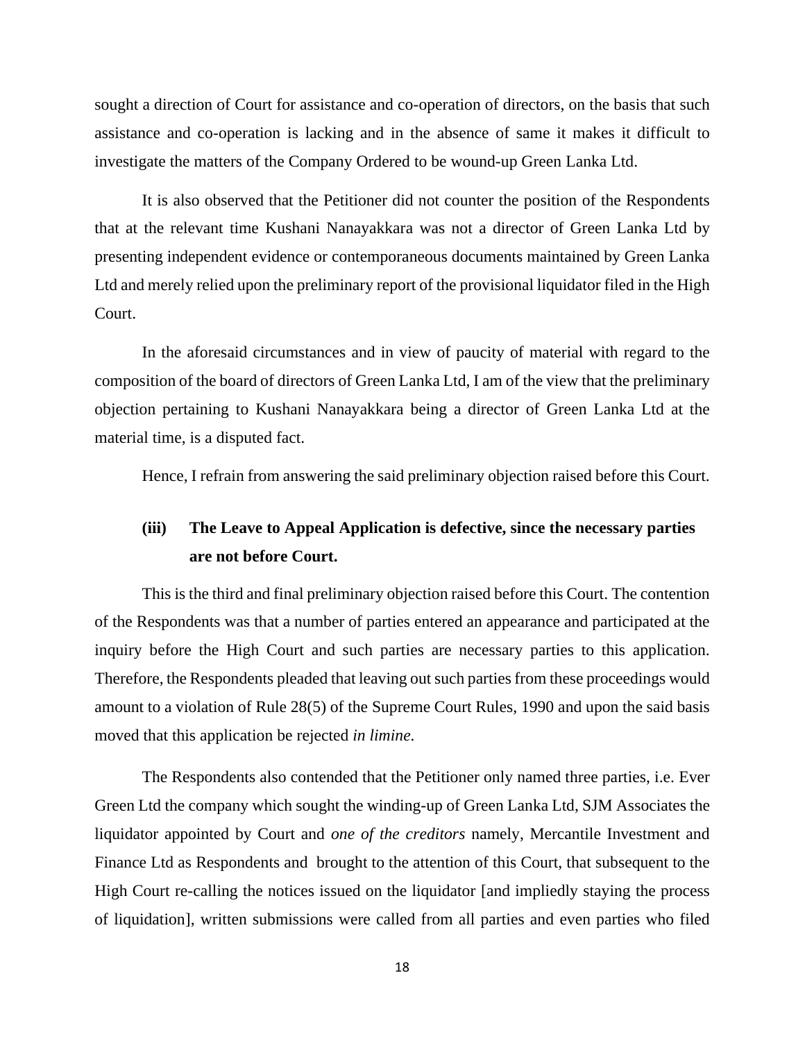sought a direction of Court for assistance and co-operation of directors, on the basis that such assistance and co-operation is lacking and in the absence of same it makes it difficult to investigate the matters of the Company Ordered to be wound-up Green Lanka Ltd.

It is also observed that the Petitioner did not counter the position of the Respondents that at the relevant time Kushani Nanayakkara was not a director of Green Lanka Ltd by presenting independent evidence or contemporaneous documents maintained by Green Lanka Ltd and merely relied upon the preliminary report of the provisional liquidator filed in the High Court.

In the aforesaid circumstances and in view of paucity of material with regard to the composition of the board of directors of Green Lanka Ltd, I am of the view that the preliminary objection pertaining to Kushani Nanayakkara being a director of Green Lanka Ltd at the material time, is a disputed fact.

Hence, I refrain from answering the said preliminary objection raised before this Court.

**(iii) The Leave to Appeal Application is defective, since the necessary parties are not before Court.**

This is the third and final preliminary objection raised before this Court. The contention of the Respondents was that a number of parties entered an appearance and participated at the inquiry before the High Court and such parties are necessary parties to this application. Therefore, the Respondents pleaded that leaving out such parties from these proceedings would amount to a violation of Rule 28(5) of the Supreme Court Rules, 1990 and upon the said basis moved that this application be rejected *in limine*.

The Respondents also contended that the Petitioner only named three parties, i.e. Ever Green Ltd the company which sought the winding-up of Green Lanka Ltd, SJM Associates the liquidator appointed by Court and *one of the creditors* namely, Mercantile Investment and Finance Ltd as Respondents and brought to the attention of this Court, that subsequent to the High Court re-calling the notices issued on the liquidator [and impliedly staying the process of liquidation], written submissions were called from all parties and even parties who filed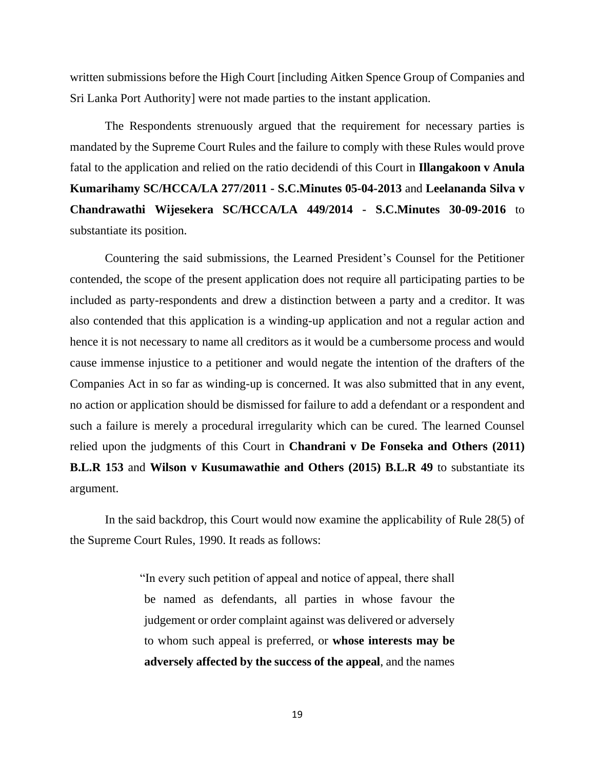written submissions before the High Court [including Aitken Spence Group of Companies and Sri Lanka Port Authority] were not made parties to the instant application.

The Respondents strenuously argued that the requirement for necessary parties is mandated by the Supreme Court Rules and the failure to comply with these Rules would prove fatal to the application and relied on the ratio decidendi of this Court in **Illangakoon v Anula Kumarihamy SC/HCCA/LA 277/2011 - S.C.Minutes 05-04-2013** and **Leelananda Silva v Chandrawathi Wijesekera SC/HCCA/LA 449/2014 - S.C.Minutes 30-09-2016** to substantiate its position.

Countering the said submissions, the Learned President's Counsel for the Petitioner contended, the scope of the present application does not require all participating parties to be included as party-respondents and drew a distinction between a party and a creditor. It was also contended that this application is a winding-up application and not a regular action and hence it is not necessary to name all creditors as it would be a cumbersome process and would cause immense injustice to a petitioner and would negate the intention of the drafters of the Companies Act in so far as winding-up is concerned. It was also submitted that in any event, no action or application should be dismissed for failure to add a defendant or a respondent and such a failure is merely a procedural irregularity which can be cured. The learned Counsel relied upon the judgments of this Court in **Chandrani v De Fonseka and Others (2011) B.L.R 153** and **Wilson v Kusumawathie and Others (2015) B.L.R 49** to substantiate its argument.

In the said backdrop, this Court would now examine the applicability of Rule 28(5) of the Supreme Court Rules, 1990. It reads as follows:

> "In every such petition of appeal and notice of appeal, there shall be named as defendants, all parties in whose favour the judgement or order complaint against was delivered or adversely to whom such appeal is preferred, or **whose interests may be adversely affected by the success of the appeal**, and the names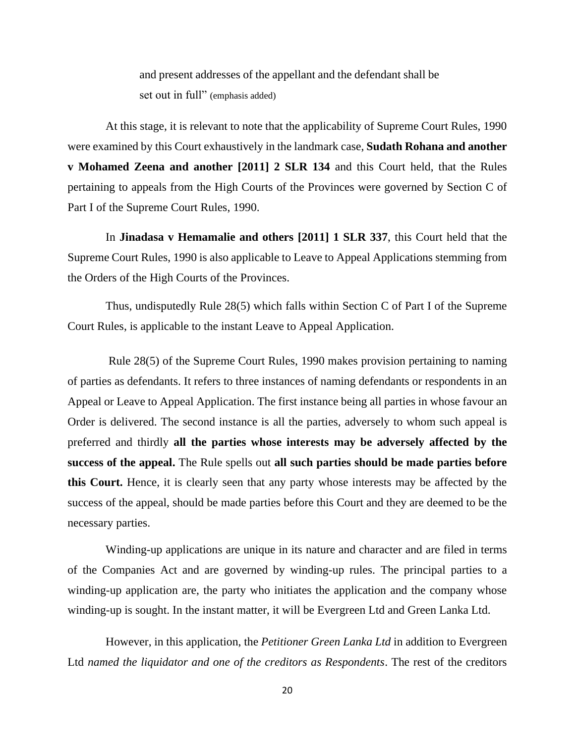> and present addresses of the appellant and the defendant shall be set out in full" (emphasis added)

At this stage, it is relevant to note that the applicability of Supreme Court Rules, 1990 were examined by this Court exhaustively in the landmark case, **Sudath Rohana and another v Mohamed Zeena and another [2011] 2 SLR 134** and this Court held, that the Rules pertaining to appeals from the High Courts of the Provinces were governed by Section C of Part I of the Supreme Court Rules, 1990.

In **Jinadasa v Hemamalie and others [2011] 1 SLR 337**, this Court held that the Supreme Court Rules, 1990 is also applicable to Leave to Appeal Applications stemming from the Orders of the High Courts of the Provinces.

Thus, undisputedly Rule 28(5) which falls within Section C of Part I of the Supreme Court Rules, is applicable to the instant Leave to Appeal Application.

Rule 28(5) of the Supreme Court Rules, 1990 makes provision pertaining to naming of parties as defendants. It refers to three instances of naming defendants or respondents in an Appeal or Leave to Appeal Application. The first instance being all parties in whose favour an Order is delivered. The second instance is all the parties, adversely to whom such appeal is preferred and thirdly **all the parties whose interests may be adversely affected by the success of the appeal.** The Rule spells out **all such parties should be made parties before this Court.** Hence, it is clearly seen that any party whose interests may be affected by the success of the appeal, should be made parties before this Court and they are deemed to be the necessary parties.

Winding-up applications are unique in its nature and character and are filed in terms of the Companies Act and are governed by winding-up rules. The principal parties to a winding-up application are, the party who initiates the application and the company whose winding-up is sought. In the instant matter, it will be Evergreen Ltd and Green Lanka Ltd.

However, in this application, the *Petitioner Green Lanka Ltd* in addition to Evergreen Ltd *named the liquidator and one of the creditors as Respondents*. The rest of the creditors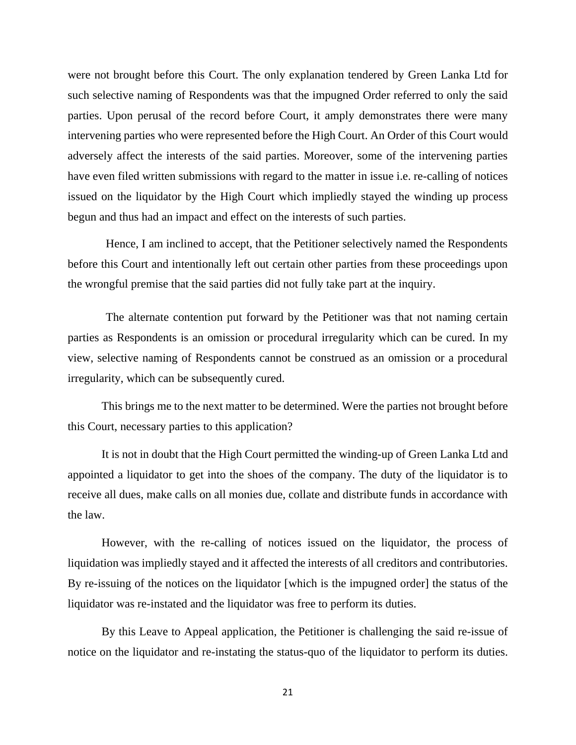were not brought before this Court. The only explanation tendered by Green Lanka Ltd for such selective naming of Respondents was that the impugned Order referred to only the said parties. Upon perusal of the record before Court, it amply demonstrates there were many intervening parties who were represented before the High Court. An Order of this Court would adversely affect the interests of the said parties. Moreover, some of the intervening parties have even filed written submissions with regard to the matter in issue i.e. re-calling of notices issued on the liquidator by the High Court which impliedly stayed the winding up process begun and thus had an impact and effect on the interests of such parties.

Hence, I am inclined to accept, that the Petitioner selectively named the Respondents before this Court and intentionally left out certain other parties from these proceedings upon the wrongful premise that the said parties did not fully take part at the inquiry.

The alternate contention put forward by the Petitioner was that not naming certain parties as Respondents is an omission or procedural irregularity which can be cured. In my view, selective naming of Respondents cannot be construed as an omission or a procedural irregularity, which can be subsequently cured.

This brings me to the next matter to be determined. Were the parties not brought before this Court, necessary parties to this application?

It is not in doubt that the High Court permitted the winding-up of Green Lanka Ltd and appointed a liquidator to get into the shoes of the company. The duty of the liquidator is to receive all dues, make calls on all monies due, collate and distribute funds in accordance with the law.

However, with the re-calling of notices issued on the liquidator, the process of liquidation was impliedly stayed and it affected the interests of all creditors and contributories. By re-issuing of the notices on the liquidator [which is the impugned order] the status of the liquidator was re-instated and the liquidator was free to perform its duties.

By this Leave to Appeal application, the Petitioner is challenging the said re-issue of notice on the liquidator and re-instating the status-quo of the liquidator to perform its duties.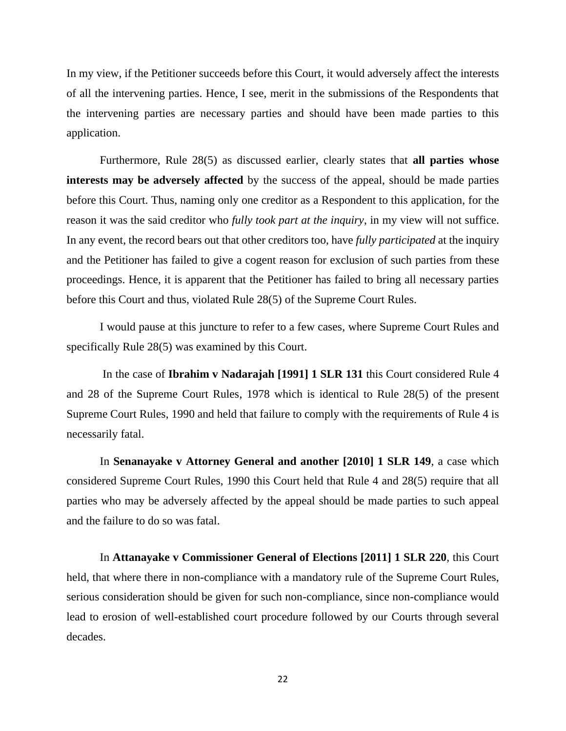In my view, if the Petitioner succeeds before this Court, it would adversely affect the interests of all the intervening parties. Hence, I see, merit in the submissions of the Respondents that the intervening parties are necessary parties and should have been made parties to this application.

Furthermore, Rule 28(5) as discussed earlier, clearly states that **all parties whose interests may be adversely affected** by the success of the appeal, should be made parties before this Court. Thus, naming only one creditor as a Respondent to this application, for the reason it was the said creditor who *fully took part at the inquiry*, in my view will not suffice. In any event, the record bears out that other creditors too, have *fully participated* at the inquiry and the Petitioner has failed to give a cogent reason for exclusion of such parties from these proceedings. Hence, it is apparent that the Petitioner has failed to bring all necessary parties before this Court and thus, violated Rule 28(5) of the Supreme Court Rules.

I would pause at this juncture to refer to a few cases, where Supreme Court Rules and specifically Rule 28(5) was examined by this Court.

In the case of **Ibrahim v Nadarajah [1991] 1 SLR 131** this Court considered Rule 4 and 28 of the Supreme Court Rules, 1978 which is identical to Rule 28(5) of the present Supreme Court Rules, 1990 and held that failure to comply with the requirements of Rule 4 is necessarily fatal.

In **Senanayake v Attorney General and another [2010] 1 SLR 149**, a case which considered Supreme Court Rules, 1990 this Court held that Rule 4 and 28(5) require that all parties who may be adversely affected by the appeal should be made parties to such appeal and the failure to do so was fatal.

In **Attanayake v Commissioner General of Elections [2011] 1 SLR 220**, this Court held, that where there in non-compliance with a mandatory rule of the Supreme Court Rules, serious consideration should be given for such non-compliance, since non-compliance would lead to erosion of well-established court procedure followed by our Courts through several decades.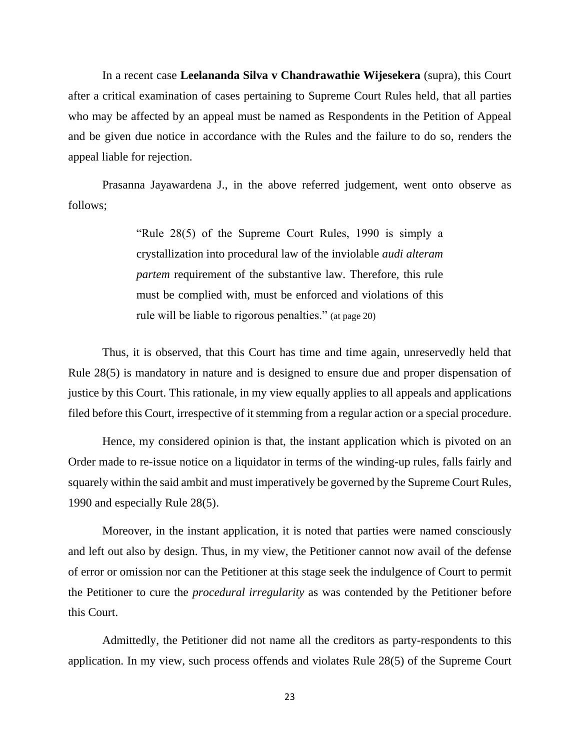In a recent case **Leelananda Silva v Chandrawathie Wijesekera** (supra), this Court after a critical examination of cases pertaining to Supreme Court Rules held, that all parties who may be affected by an appeal must be named as Respondents in the Petition of Appeal and be given due notice in accordance with the Rules and the failure to do so, renders the appeal liable for rejection.

Prasanna Jayawardena J., in the above referred judgement, went onto observe as follows;

> "Rule 28(5) of the Supreme Court Rules, 1990 is simply a crystallization into procedural law of the inviolable *audi alteram partem* requirement of the substantive law. Therefore, this rule must be complied with, must be enforced and violations of this rule will be liable to rigorous penalties." (at page 20)

Thus, it is observed, that this Court has time and time again, unreservedly held that Rule 28(5) is mandatory in nature and is designed to ensure due and proper dispensation of justice by this Court. This rationale, in my view equally applies to all appeals and applications filed before this Court, irrespective of it stemming from a regular action or a special procedure.

Hence, my considered opinion is that, the instant application which is pivoted on an Order made to re-issue notice on a liquidator in terms of the winding-up rules, falls fairly and squarely within the said ambit and must imperatively be governed by the Supreme Court Rules, 1990 and especially Rule 28(5).

Moreover, in the instant application, it is noted that parties were named consciously and left out also by design. Thus, in my view, the Petitioner cannot now avail of the defense of error or omission nor can the Petitioner at this stage seek the indulgence of Court to permit the Petitioner to cure the *procedural irregularity* as was contended by the Petitioner before this Court.

Admittedly, the Petitioner did not name all the creditors as party-respondents to this application. In my view, such process offends and violates Rule 28(5) of the Supreme Court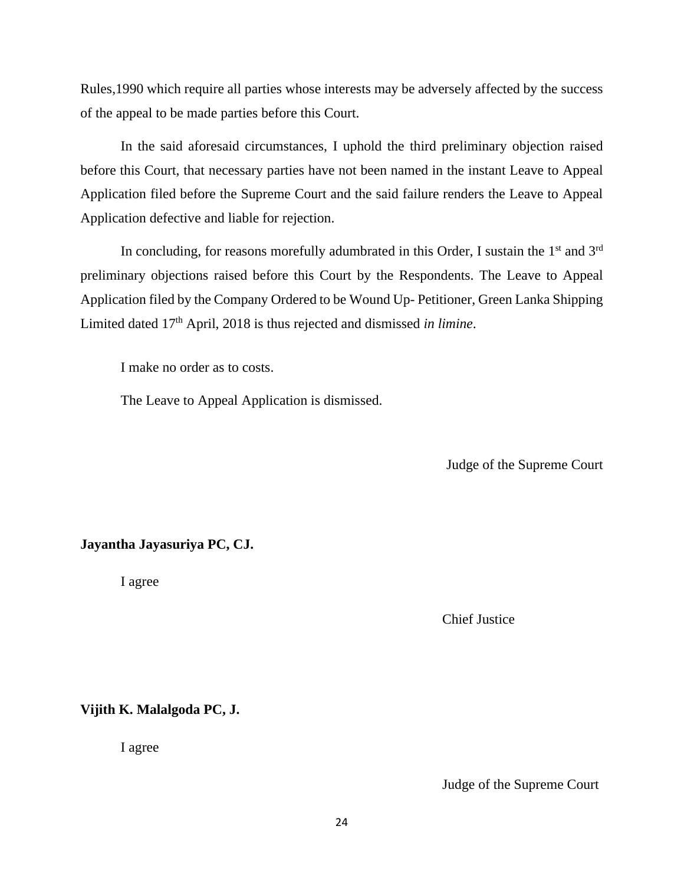Rules,1990 which require all parties whose interests may be adversely affected by the success of the appeal to be made parties before this Court.

In the said aforesaid circumstances, I uphold the third preliminary objection raised before this Court, that necessary parties have not been named in the instant Leave to Appeal Application filed before the Supreme Court and the said failure renders the Leave to Appeal Application defective and liable for rejection.

In concluding, for reasons morefully adumbrated in this Order, I sustain the 1st and 3rd preliminary objections raised before this Court by the Respondents. The Leave to Appeal Application filed by the Company Ordered to be Wound Up- Petitioner, Green Lanka Shipping Limited dated 17th April, 2018 is thus rejected and dismissed *in limine*.

I make no order as to costs.

The Leave to Appeal Application is dismissed.

Judge of the Supreme Court

**Jayantha Jayasuriya PC, CJ.**

I agree

Chief Justice

**Vijith K. Malalgoda PC, J.**

I agree

Judge of the Supreme Court